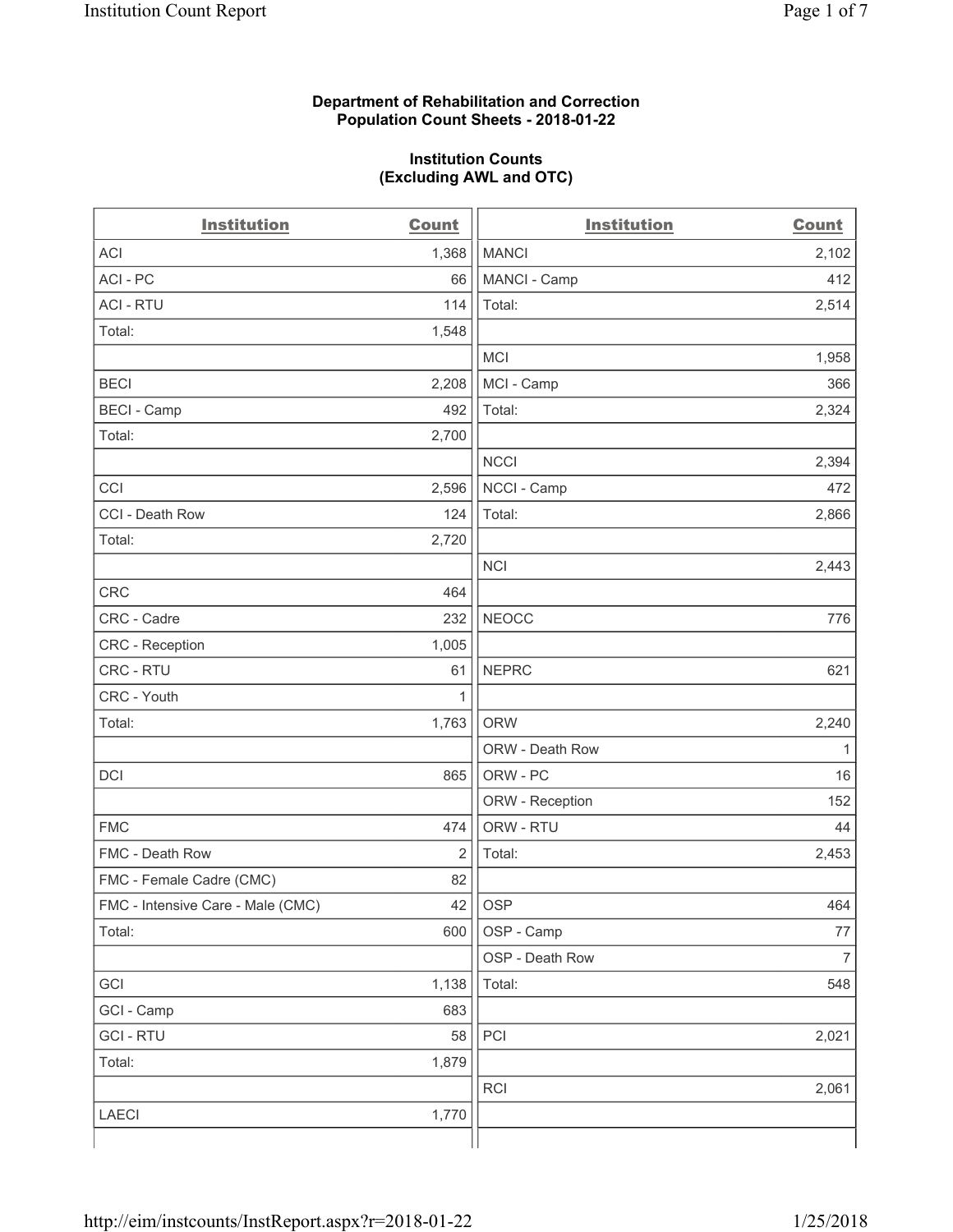**Department of Rehabilitation and Correction**
**Population Count Sheets - 2018-01-22**

**Institution Counts**
**(Excluding AWL and OTC)**

| Institution | Count | Institution | Count |
|---|---|---|---|
| ACI | 1,368 | MANCI | 2,102 |
| ACI - PC | 66 | MANCI - Camp | 412 |
| ACI - RTU | 114 | Total: | 2,514 |
| Total: | 1,548 | | |
| | | MCI | 1,958 |
| BECI | 2,208 | MCI - Camp | 366 |
| BECI - Camp | 492 | Total: | 2,324 |
| Total: | 2,700 | | |
| | | NCCI | 2,394 |
| CCI | 2,596 | NCCI - Camp | 472 |
| CCI - Death Row | 124 | Total: | 2,866 |
| Total: | 2,720 | | |
| | | NCI | 2,443 |
| CRC | 464 | | |
| CRC - Cadre | 232 | NEOCC | 776 |
| CRC - Reception | 1,005 | | |
| CRC - RTU | 61 | NEPRC | 621 |
| CRC - Youth | 1 | | |
| Total: | 1,763 | ORW | 2,240 |
| | | ORW - Death Row | 1 |
| DCI | 865 | ORW - PC | 16 |
| | | ORW - Reception | 152 |
| FMC | 474 | ORW - RTU | 44 |
| FMC - Death Row | 2 | Total: | 2,453 |
| FMC - Female Cadre (CMC) | 82 | | |
| FMC - Intensive Care - Male (CMC) | 42 | OSP | 464 |
| Total: | 600 | OSP - Camp | 77 |
| | | OSP - Death Row | 7 |
| GCI | 1,138 | Total: | 548 |
| GCI - Camp | 683 | | |
| GCI - RTU | 58 | PCI | 2,021 |
| Total: | 1,879 | | |
| | | RCI | 2,061 |
| LAECI | 1,770 | | |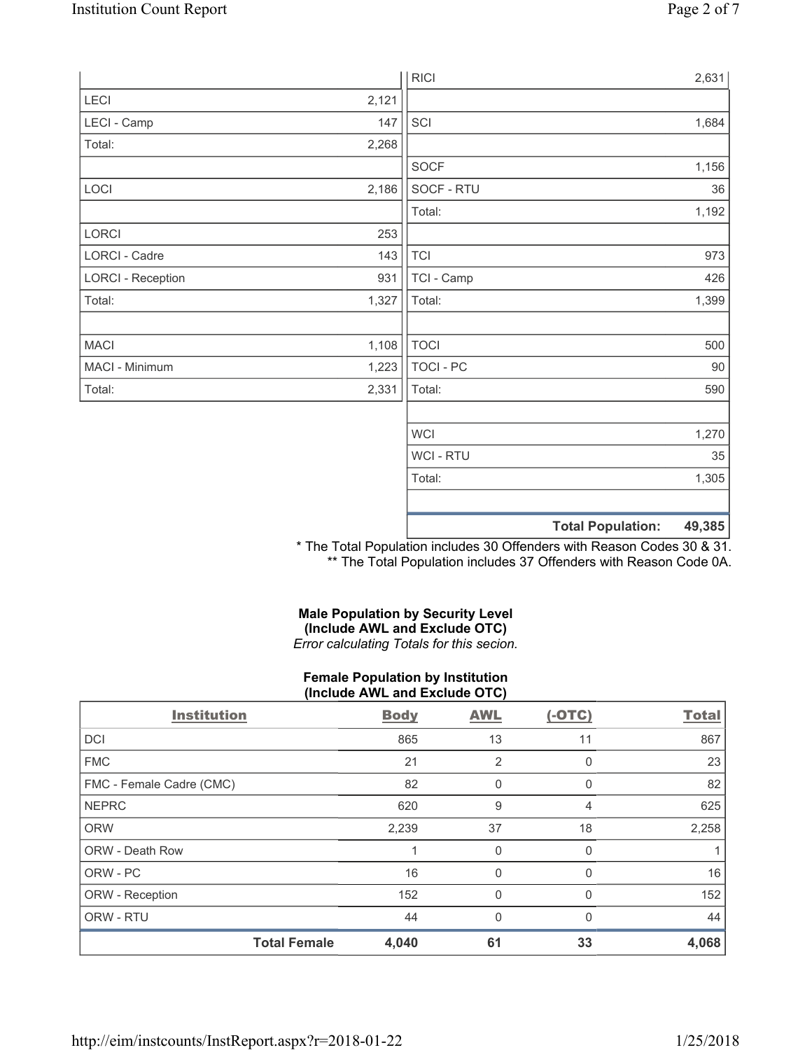| | |
|---|---|
| LECI | 2,121 |
| LECI - Camp | 147 |
| Total: | 2,268 |
| | |
| LOCI | 2,186 |
| | |
| LORCI | 253 |
| LORCI - Cadre | 143 |
| LORCI - Reception | 931 |
| Total: | 1,327 |
| | |
| MACI | 1,108 |
| MACI - Minimum | 1,223 |
| Total: | 2,331 |

| | |
|---|---|
| RICI | 2,631 |
| | |
| SCI | 1,684 |
| | |
| SOCF | 1,156 |
| SOCF - RTU | 36 |
| Total: | 1,192 |
| | |
| TCI | 973 |
| TCI - Camp | 426 |
| Total: | 1,399 |
| | |
| TOCI | 500 |
| TOCI - PC | 90 |
| Total: | 590 |
| | |
| WCI | 1,270 |
| WCI - RTU | 35 |
| Total: | 1,305 |
| | |
| **Total Population:** | **49,385** |

\* The Total Population includes 30 Offenders with Reason Codes 30 & 31.
\*\* The Total Population includes 37 Offenders with Reason Code 0A.

**Male Population by Security Level (Include AWL and Exclude OTC)**
*Error calculating Totals for this secion.*

**Female Population by Institution (Include AWL and Exclude OTC)**

| Institution | Body | AWL | (-OTC) | Total |
|---|---|---|---|---|
| DCI | 865 | 13 | 11 | 867 |
| FMC | 21 | 2 | 0 | 23 |
| FMC - Female Cadre (CMC) | 82 | 0 | 0 | 82 |
| NEPRC | 620 | 9 | 4 | 625 |
| ORW | 2,239 | 37 | 18 | 2,258 |
| ORW - Death Row | 1 | 0 | 0 | 1 |
| ORW - PC | 16 | 0 | 0 | 16 |
| ORW - Reception | 152 | 0 | 0 | 152 |
| ORW - RTU | 44 | 0 | 0 | 44 |
| **Total Female** | **4,040** | **61** | **33** | **4,068** |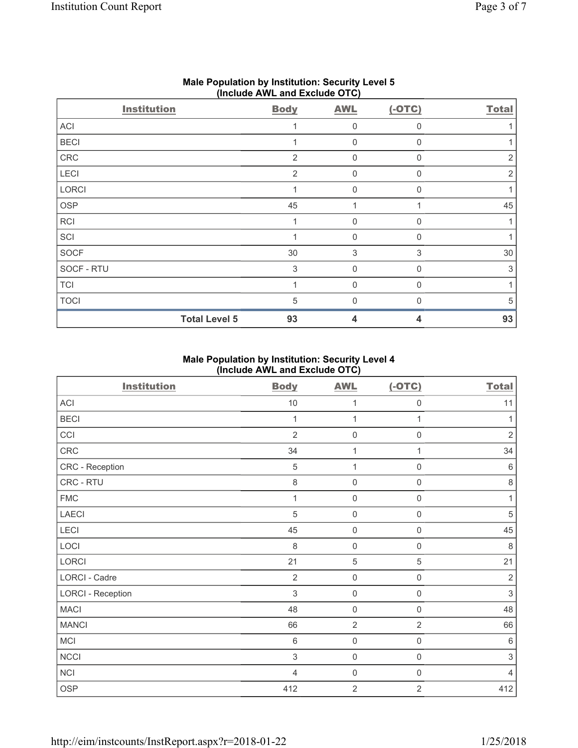## Male Population by Institution: Security Level 5 (Include AWL and Exclude OTC)

| Institution | Body | AWL | (-OTC) | Total |
|---|---|---|---|---|
| ACI | 1 | 0 | 0 | 1 |
| BECI | 1 | 0 | 0 | 1 |
| CRC | 2 | 0 | 0 | 2 |
| LECI | 2 | 0 | 0 | 2 |
| LORCI | 1 | 0 | 0 | 1 |
| OSP | 45 | 1 | 1 | 45 |
| RCI | 1 | 0 | 0 | 1 |
| SCI | 1 | 0 | 0 | 1 |
| SOCF | 30 | 3 | 3 | 30 |
| SOCF - RTU | 3 | 0 | 0 | 3 |
| TCI | 1 | 0 | 0 | 1 |
| TOCI | 5 | 0 | 0 | 5 |
| **Total Level 5** | **93** | **4** | **4** | **93** |

## Male Population by Institution: Security Level 4 (Include AWL and Exclude OTC)

| Institution | Body | AWL | (-OTC) | Total |
|---|---|---|---|---|
| ACI | 10 | 1 | 0 | 11 |
| BECI | 1 | 1 | 1 | 1 |
| CCI | 2 | 0 | 0 | 2 |
| CRC | 34 | 1 | 1 | 34 |
| CRC - Reception | 5 | 1 | 0 | 6 |
| CRC - RTU | 8 | 0 | 0 | 8 |
| FMC | 1 | 0 | 0 | 1 |
| LAECI | 5 | 0 | 0 | 5 |
| LECI | 45 | 0 | 0 | 45 |
| LOCI | 8 | 0 | 0 | 8 |
| LORCI | 21 | 5 | 5 | 21 |
| LORCI - Cadre | 2 | 0 | 0 | 2 |
| LORCI - Reception | 3 | 0 | 0 | 3 |
| MACI | 48 | 0 | 0 | 48 |
| MANCI | 66 | 2 | 2 | 66 |
| MCI | 6 | 0 | 0 | 6 |
| NCCI | 3 | 0 | 0 | 3 |
| NCI | 4 | 0 | 0 | 4 |
| OSP | 412 | 2 | 2 | 412 |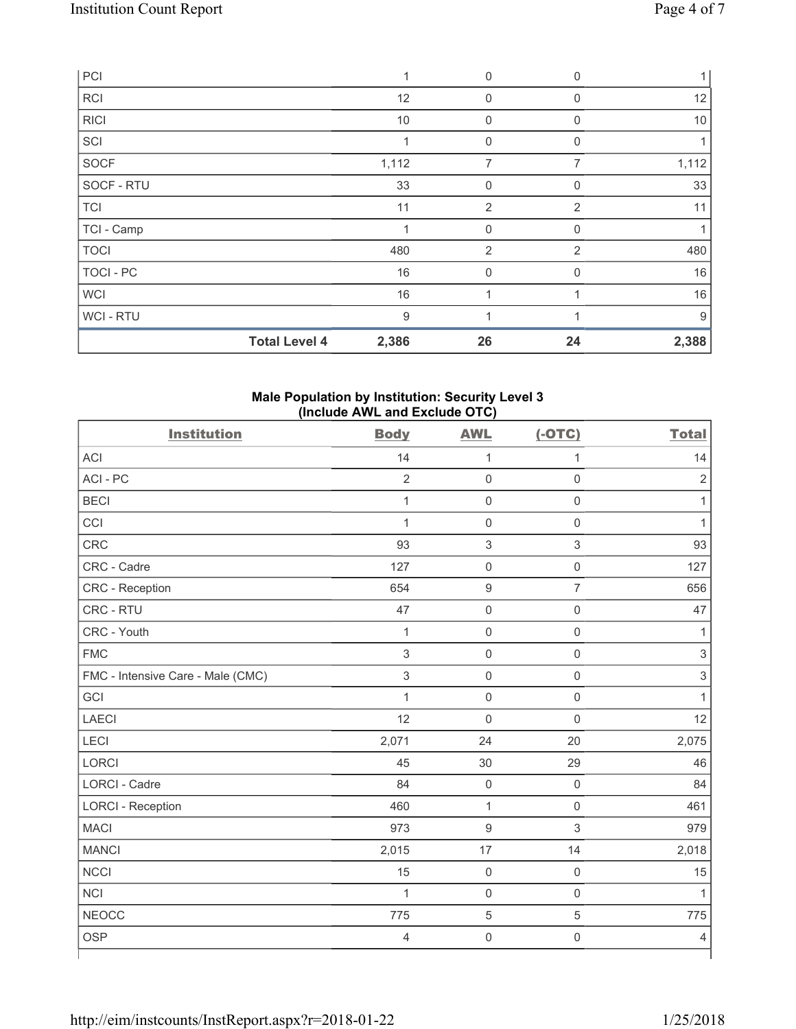| PCI | | 1 | 0 | 0 | 1 |
|---|---|---|---|---|---|
| RCI | | 12 | 0 | 0 | 12 |
| RICI | | 10 | 0 | 0 | 10 |
| SCI | | 1 | 0 | 0 | 1 |
| SOCF | | 1,112 | 7 | 7 | 1,112 |
| SOCF - RTU | | 33 | 0 | 0 | 33 |
| TCI | | 11 | 2 | 2 | 11 |
| TCI - Camp | | 1 | 0 | 0 | 1 |
| TOCI | | 480 | 2 | 2 | 480 |
| TOCI - PC | | 16 | 0 | 0 | 16 |
| WCI | | 16 | 1 | 1 | 16 |
| WCI - RTU | | 9 | 1 | 1 | 9 |
| | **Total Level 4** | **2,386** | **26** | **24** | **2,388** |

**Male Population by Institution: Security Level 3 (Include AWL and Exclude OTC)**

| Institution | Body | AWL | (-OTC) | Total |
|---|---|---|---|---|
| ACI | 14 | 1 | 1 | 14 |
| ACI - PC | 2 | 0 | 0 | 2 |
| BECI | 1 | 0 | 0 | 1 |
| CCI | 1 | 0 | 0 | 1 |
| CRC | 93 | 3 | 3 | 93 |
| CRC - Cadre | 127 | 0 | 0 | 127 |
| CRC - Reception | 654 | 9 | 7 | 656 |
| CRC - RTU | 47 | 0 | 0 | 47 |
| CRC - Youth | 1 | 0 | 0 | 1 |
| FMC | 3 | 0 | 0 | 3 |
| FMC - Intensive Care - Male (CMC) | 3 | 0 | 0 | 3 |
| GCI | 1 | 0 | 0 | 1 |
| LAECI | 12 | 0 | 0 | 12 |
| LECI | 2,071 | 24 | 20 | 2,075 |
| LORCI | 45 | 30 | 29 | 46 |
| LORCI - Cadre | 84 | 0 | 0 | 84 |
| LORCI - Reception | 460 | 1 | 0 | 461 |
| MACI | 973 | 9 | 3 | 979 |
| MANCI | 2,015 | 17 | 14 | 2,018 |
| NCCI | 15 | 0 | 0 | 15 |
| NCI | 1 | 0 | 0 | 1 |
| NEOCC | 775 | 5 | 5 | 775 |
| OSP | 4 | 0 | 0 | 4 |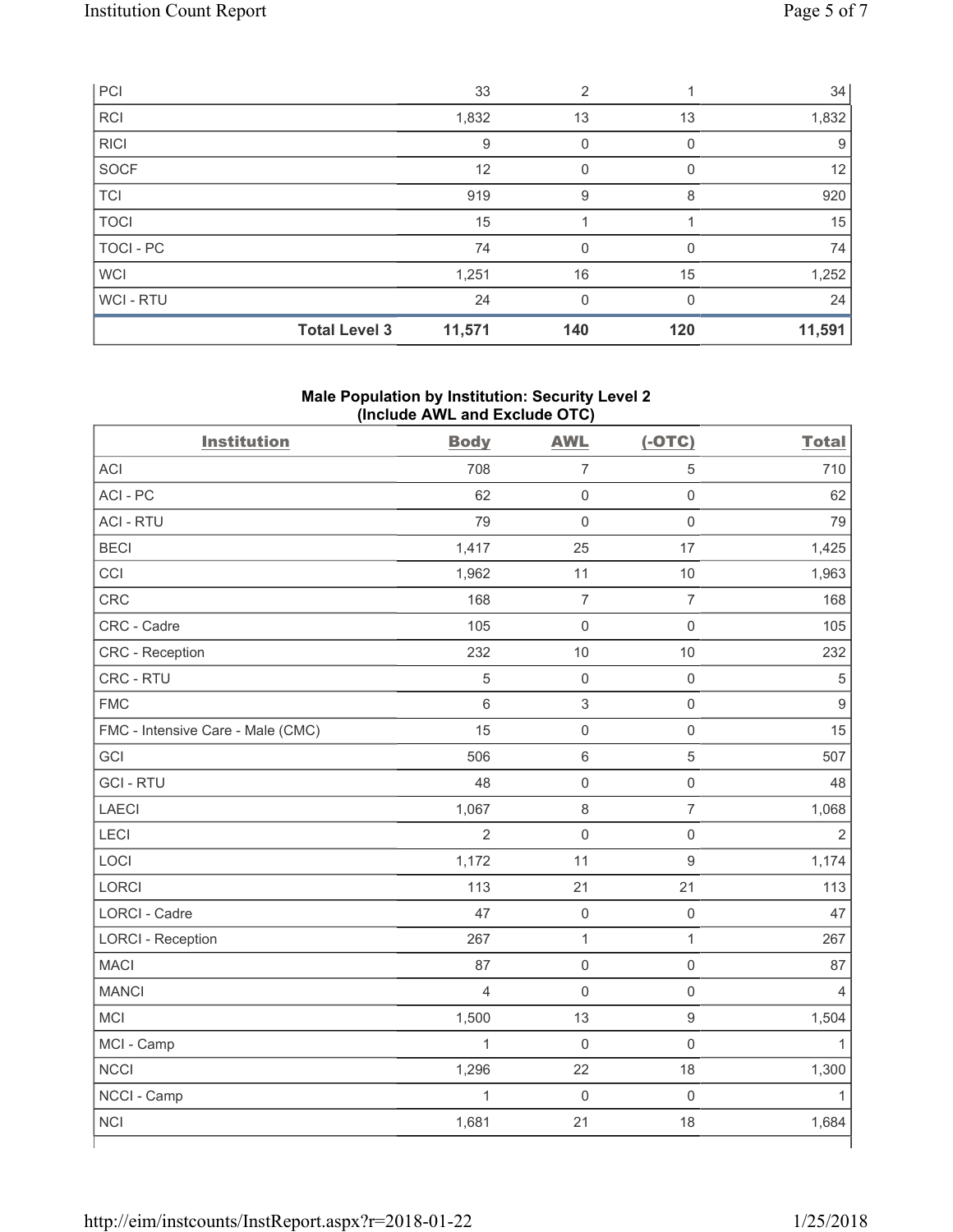| | | | | |
|---|---|---|---|---|
| PCI | 33 | 2 | 1 | 34 |
| RCI | 1,832 | 13 | 13 | 1,832 |
| RICI | 9 | 0 | 0 | 9 |
| SOCF | 12 | 0 | 0 | 12 |
| TCI | 919 | 9 | 8 | 920 |
| TOCI | 15 | 1 | 1 | 15 |
| TOCI - PC | 74 | 0 | 0 | 74 |
| WCI | 1,251 | 16 | 15 | 1,252 |
| WCI - RTU | 24 | 0 | 0 | 24 |
| **Total Level 3** | **11,571** | **140** | **120** | **11,591** |

**Male Population by Institution: Security Level 2 (Include AWL and Exclude OTC)**

| Institution | Body | AWL | (-OTC) | Total |
|---|---|---|---|---|
| ACI | 708 | 7 | 5 | 710 |
| ACI - PC | 62 | 0 | 0 | 62 |
| ACI - RTU | 79 | 0 | 0 | 79 |
| BECI | 1,417 | 25 | 17 | 1,425 |
| CCI | 1,962 | 11 | 10 | 1,963 |
| CRC | 168 | 7 | 7 | 168 |
| CRC - Cadre | 105 | 0 | 0 | 105 |
| CRC - Reception | 232 | 10 | 10 | 232 |
| CRC - RTU | 5 | 0 | 0 | 5 |
| FMC | 6 | 3 | 0 | 9 |
| FMC - Intensive Care - Male (CMC) | 15 | 0 | 0 | 15 |
| GCI | 506 | 6 | 5 | 507 |
| GCI - RTU | 48 | 0 | 0 | 48 |
| LAECI | 1,067 | 8 | 7 | 1,068 |
| LECI | 2 | 0 | 0 | 2 |
| LOCI | 1,172 | 11 | 9 | 1,174 |
| LORCI | 113 | 21 | 21 | 113 |
| LORCI - Cadre | 47 | 0 | 0 | 47 |
| LORCI - Reception | 267 | 1 | 1 | 267 |
| MACI | 87 | 0 | 0 | 87 |
| MANCI | 4 | 0 | 0 | 4 |
| MCI | 1,500 | 13 | 9 | 1,504 |
| MCI - Camp | 1 | 0 | 0 | 1 |
| NCCI | 1,296 | 22 | 18 | 1,300 |
| NCCI - Camp | 1 | 0 | 0 | 1 |
| NCI | 1,681 | 21 | 18 | 1,684 |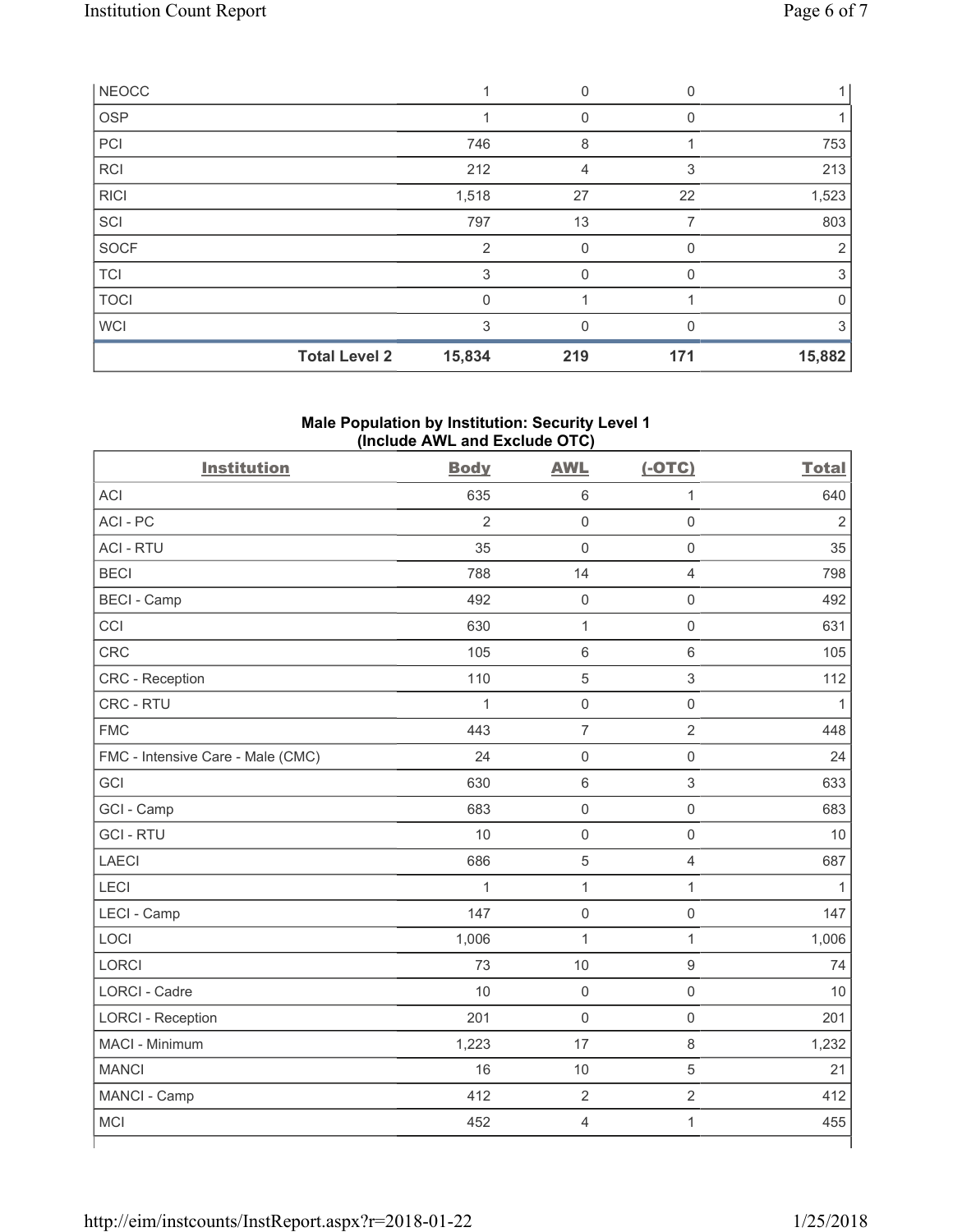| | | | | |
|---|---|---|---|---|
| NEOCC | 1 | 0 | 0 | 1 |
| OSP | 1 | 0 | 0 | 1 |
| PCI | 746 | 8 | 1 | 753 |
| RCI | 212 | 4 | 3 | 213 |
| RICI | 1,518 | 27 | 22 | 1,523 |
| SCI | 797 | 13 | 7 | 803 |
| SOCF | 2 | 0 | 0 | 2 |
| TCI | 3 | 0 | 0 | 3 |
| TOCI | 0 | 1 | 1 | 0 |
| WCI | 3 | 0 | 0 | 3 |
| **Total Level 2** | **15,834** | **219** | **171** | **15,882** |

**Male Population by Institution: Security Level 1 (Include AWL and Exclude OTC)**

| Institution | Body | AWL | (-OTC) | Total |
|---|---|---|---|---|
| ACI | 635 | 6 | 1 | 640 |
| ACI - PC | 2 | 0 | 0 | 2 |
| ACI - RTU | 35 | 0 | 0 | 35 |
| BECI | 788 | 14 | 4 | 798 |
| BECI - Camp | 492 | 0 | 0 | 492 |
| CCI | 630 | 1 | 0 | 631 |
| CRC | 105 | 6 | 6 | 105 |
| CRC - Reception | 110 | 5 | 3 | 112 |
| CRC - RTU | 1 | 0 | 0 | 1 |
| FMC | 443 | 7 | 2 | 448 |
| FMC - Intensive Care - Male (CMC) | 24 | 0 | 0 | 24 |
| GCI | 630 | 6 | 3 | 633 |
| GCI - Camp | 683 | 0 | 0 | 683 |
| GCI - RTU | 10 | 0 | 0 | 10 |
| LAECI | 686 | 5 | 4 | 687 |
| LECI | 1 | 1 | 1 | 1 |
| LECI - Camp | 147 | 0 | 0 | 147 |
| LOCI | 1,006 | 1 | 1 | 1,006 |
| LORCI | 73 | 10 | 9 | 74 |
| LORCI - Cadre | 10 | 0 | 0 | 10 |
| LORCI - Reception | 201 | 0 | 0 | 201 |
| MACI - Minimum | 1,223 | 17 | 8 | 1,232 |
| MANCI | 16 | 10 | 5 | 21 |
| MANCI - Camp | 412 | 2 | 2 | 412 |
| MCI | 452 | 4 | 1 | 455 |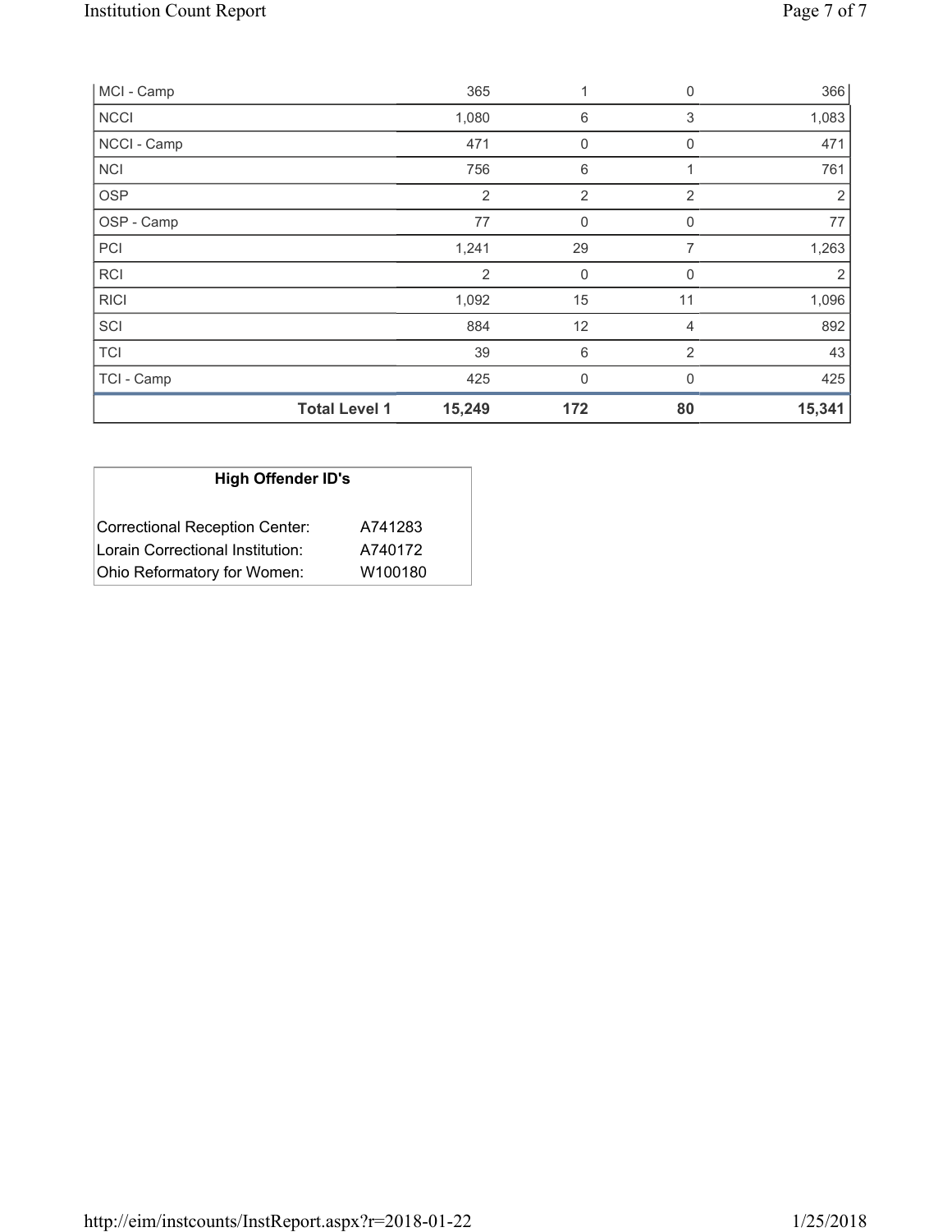| | | | | |
|---|---|---|---|---|
| MCI - Camp | 365 | 1 | 0 | 366 |
| NCCI | 1,080 | 6 | 3 | 1,083 |
| NCCI - Camp | 471 | 0 | 0 | 471 |
| NCI | 756 | 6 | 1 | 761 |
| OSP | 2 | 2 | 2 | 2 |
| OSP - Camp | 77 | 0 | 0 | 77 |
| PCI | 1,241 | 29 | 7 | 1,263 |
| RCI | 2 | 0 | 0 | 2 |
| RICI | 1,092 | 15 | 11 | 1,096 |
| SCI | 884 | 12 | 4 | 892 |
| TCI | 39 | 6 | 2 | 43 |
| TCI - Camp | 425 | 0 | 0 | 425 |
| **Total Level 1** | **15,249** | **172** | **80** | **15,341** |

| High Offender ID's | |
|---|---|
| Correctional Reception Center: | A741283 |
| Lorain Correctional Institution: | A740172 |
| Ohio Reformatory for Women: | W100180 |